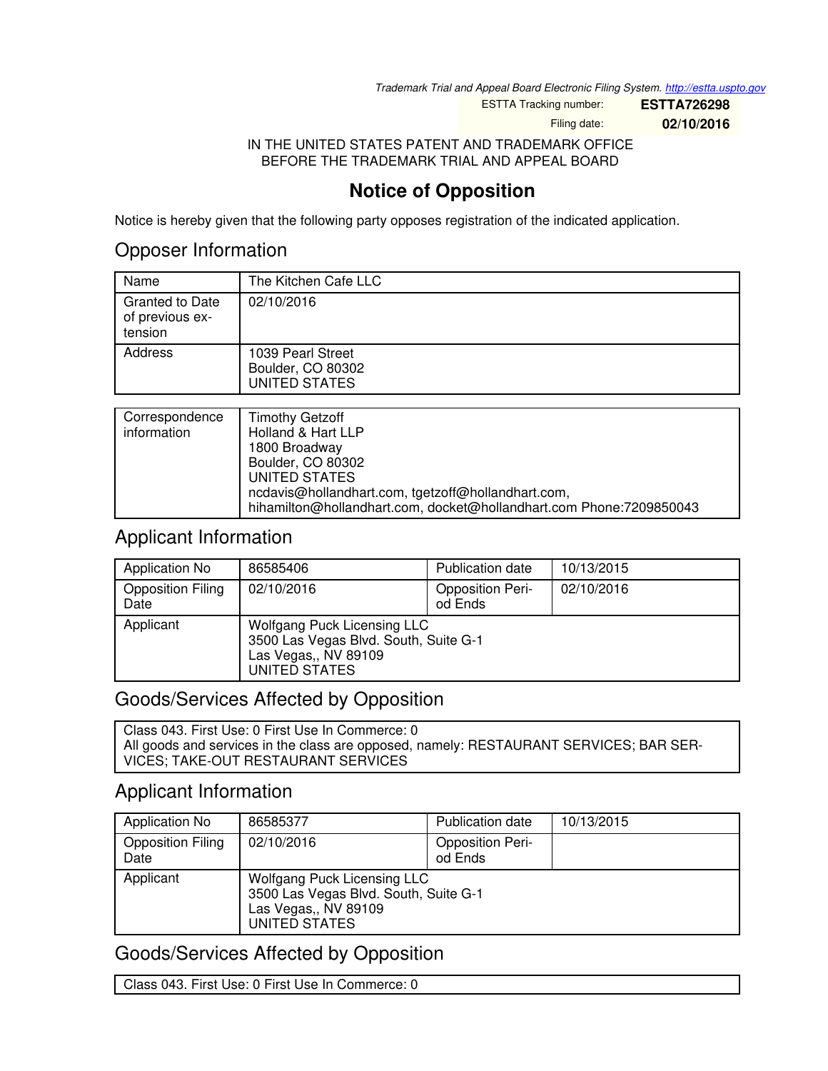*Trademark Trial and Appeal Board Electronic Filing System. http://estta.uspto.gov*

| ESTTA Tracking number: | **ESTTA726298** |
|---|---|
| Filing date: | **02/10/2016** |

IN THE UNITED STATES PATENT AND TRADEMARK OFFICE
BEFORE THE TRADEMARK TRIAL AND APPEAL BOARD

# Notice of Opposition

Notice is hereby given that the following party opposes registration of the indicated application.

## Opposer Information

| Name | The Kitchen Cafe LLC |
|---|---|
| Granted to Date of previous extension | 02/10/2016 |
| Address | 1039 Pearl Street<br>Boulder, CO 80302<br>UNITED STATES |

| Correspondence information | Timothy Getzoff<br>Holland & Hart LLP<br>1800 Broadway<br>Boulder, CO 80302<br>UNITED STATES<br>ncdavis@hollandhart.com, tgetzoff@hollandhart.com, hihamilton@hollandhart.com, docket@hollandhart.com Phone:7209850043 |
|---|---|

## Applicant Information

| Application No | 86585406 | Publication date | 10/13/2015 |
|---|---|---|---|
| Opposition Filing Date | 02/10/2016 | Opposition Period Ends | 02/10/2016 |
| Applicant | Wolfgang Puck Licensing LLC<br>3500 Las Vegas Blvd. South, Suite G-1<br>Las Vegas,, NV 89109<br>UNITED STATES | | |

## Goods/Services Affected by Opposition

Class 043. First Use: 0 First Use In Commerce: 0
All goods and services in the class are opposed, namely: RESTAURANT SERVICES; BAR SERVICES; TAKE-OUT RESTAURANT SERVICES

## Applicant Information

| Application No | 86585377 | Publication date | 10/13/2015 |
|---|---|---|---|
| Opposition Filing Date | 02/10/2016 | Opposition Period Ends | |
| Applicant | Wolfgang Puck Licensing LLC<br>3500 Las Vegas Blvd. South, Suite G-1<br>Las Vegas,, NV 89109<br>UNITED STATES | | |

## Goods/Services Affected by Opposition

Class 043. First Use: 0 First Use In Commerce: 0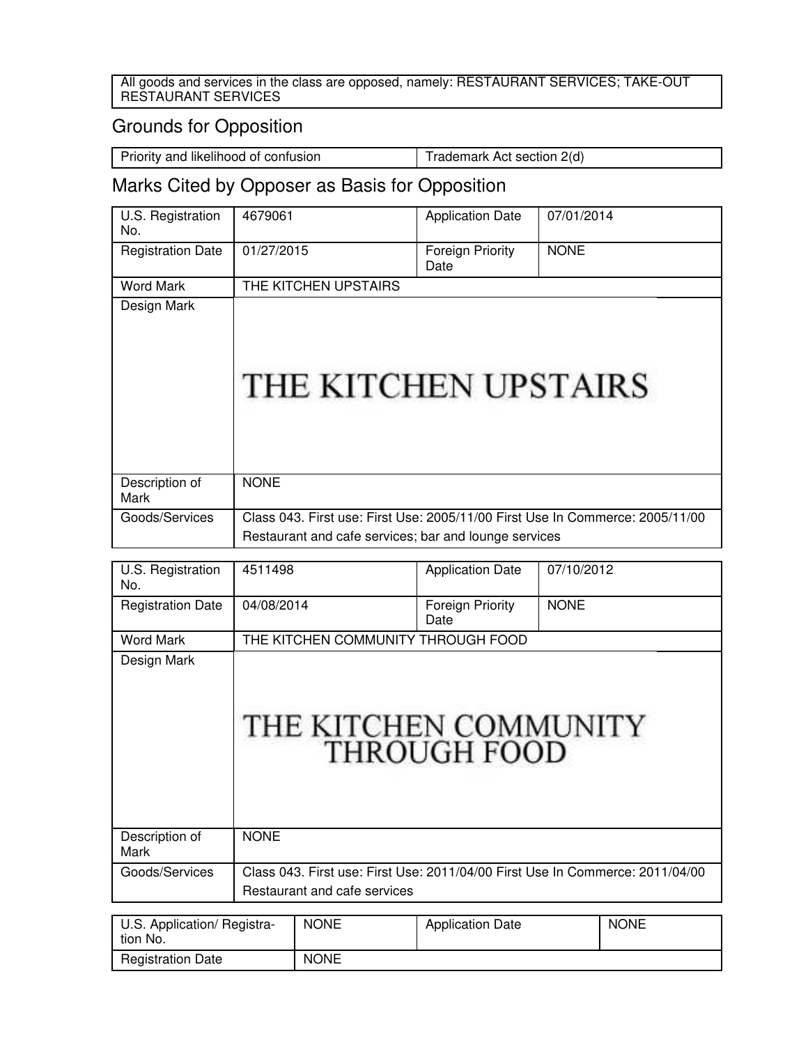| All goods and services in the class are opposed, namely: RESTAURANT SERVICES; TAKE-OUT RESTAURANT SERVICES |
|---|

## Grounds for Opposition

| Priority and likelihood of confusion | Trademark Act section 2(d) |
|---|---|

## Marks Cited by Opposer as Basis for Opposition

| U.S. Registration No. | 4679061 | Application Date | 07/01/2014 |
|---|---|---|---|
| Registration Date | 01/27/2015 | Foreign Priority Date | NONE |
| Word Mark | THE KITCHEN UPSTAIRS | | |
| Design Mark | THE KITCHEN UPSTAIRS | | |
| Description of Mark | NONE | | |
| Goods/Services | Class 043. First use: First Use: 2005/11/00 First Use In Commerce: 2005/11/00<br>Restaurant and cafe services; bar and lounge services | | |

| U.S. Registration No. | 4511498 | Application Date | 07/10/2012 |
|---|---|---|---|
| Registration Date | 04/08/2014 | Foreign Priority Date | NONE |
| Word Mark | THE KITCHEN COMMUNITY THROUGH FOOD | | |
| Design Mark | THE KITCHEN COMMUNITY THROUGH FOOD | | |
| Description of Mark | NONE | | |
| Goods/Services | Class 043. First use: First Use: 2011/04/00 First Use In Commerce: 2011/04/00<br>Restaurant and cafe services | | |

| U.S. Application/ Registration No. | NONE | Application Date | NONE |
|---|---|---|---|
| Registration Date | NONE | | |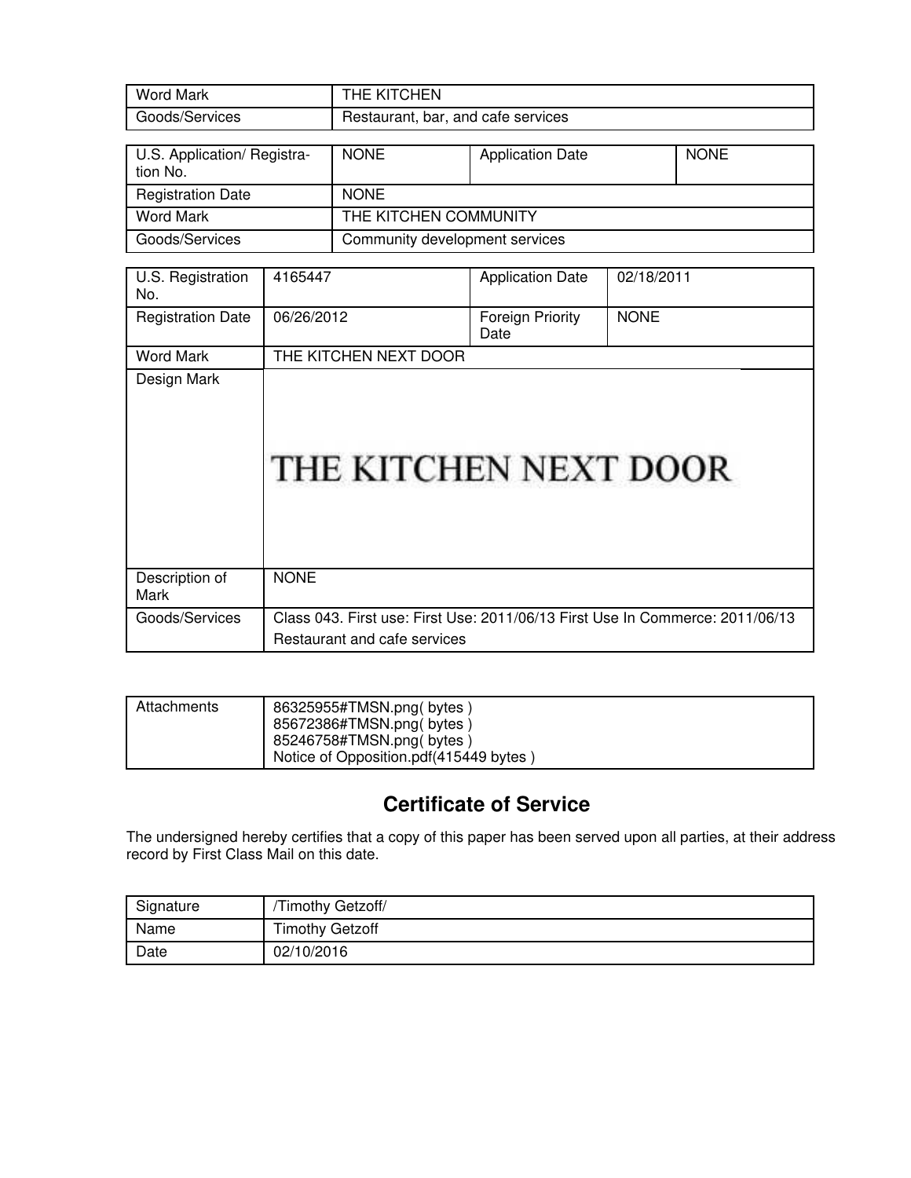| Word Mark | THE KITCHEN |
|---|---|
| Goods/Services | Restaurant, bar, and cafe services |

| U.S. Application/ Registration No. | NONE | Application Date | NONE |
|---|---|---|---|
| Registration Date | NONE | | |
| Word Mark | THE KITCHEN COMMUNITY | | |
| Goods/Services | Community development services | | |

| U.S. Registration No. | 4165447 | Application Date | 02/18/2011 |
|---|---|---|---|
| Registration Date | 06/26/2012 | Foreign Priority Date | NONE |
| Word Mark | THE KITCHEN NEXT DOOR | | |
| Design Mark | THE KITCHEN NEXT DOOR | | |
| Description of Mark | NONE | | |
| Goods/Services | Class 043. First use: First Use: 2011/06/13 First Use In Commerce: 2011/06/13<br>Restaurant and cafe services | | |

| Attachments | 86325955#TMSN.png( bytes )<br>85672386#TMSN.png( bytes )<br>85246758#TMSN.png( bytes )<br>Notice of Opposition.pdf(415449 bytes ) |
|---|---|

## Certificate of Service

The undersigned hereby certifies that a copy of this paper has been served upon all parties, at their address record by First Class Mail on this date.

| Signature | /Timothy Getzoff/ |
|---|---|
| Name | Timothy Getzoff |
| Date | 02/10/2016 |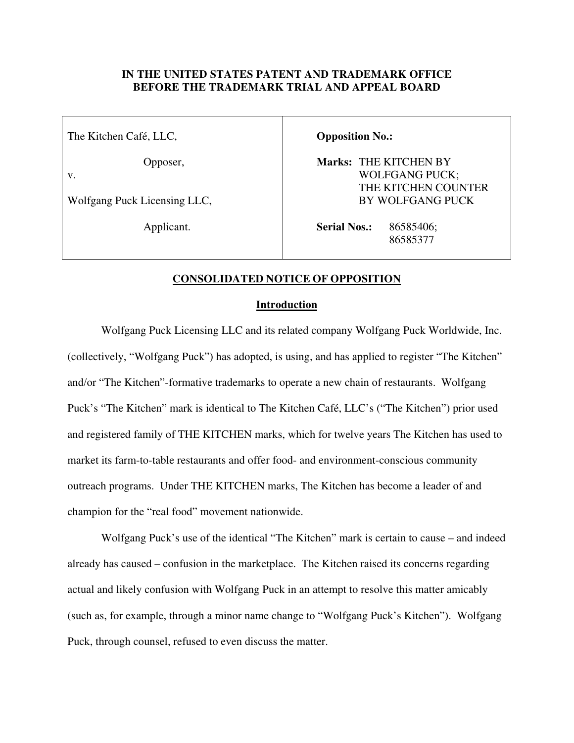**IN THE UNITED STATES PATENT AND TRADEMARK OFFICE**
**BEFORE THE TRADEMARK TRIAL AND APPEAL BOARD**

| | |
|---|---|
| The Kitchen Café, LLC,<br><br>Opposer,<br>v.<br><br>Wolfgang Puck Licensing LLC,<br><br>Applicant. | **Opposition No.:**<br><br>**Marks:** THE KITCHEN BY WOLFGANG PUCK; THE KITCHEN COUNTER BY WOLFGANG PUCK<br><br>**Serial Nos.:** 86585406; 86585377 |

## CONSOLIDATED NOTICE OF OPPOSITION

### Introduction

Wolfgang Puck Licensing LLC and its related company Wolfgang Puck Worldwide, Inc. (collectively, "Wolfgang Puck") has adopted, is using, and has applied to register "The Kitchen" and/or "The Kitchen"-formative trademarks to operate a new chain of restaurants. Wolfgang Puck's "The Kitchen" mark is identical to The Kitchen Café, LLC's ("The Kitchen") prior used and registered family of THE KITCHEN marks, which for twelve years The Kitchen has used to market its farm-to-table restaurants and offer food- and environment-conscious community outreach programs. Under THE KITCHEN marks, The Kitchen has become a leader of and champion for the "real food" movement nationwide.

Wolfgang Puck's use of the identical "The Kitchen" mark is certain to cause – and indeed already has caused – confusion in the marketplace. The Kitchen raised its concerns regarding actual and likely confusion with Wolfgang Puck in an attempt to resolve this matter amicably (such as, for example, through a minor name change to "Wolfgang Puck's Kitchen"). Wolfgang Puck, through counsel, refused to even discuss the matter.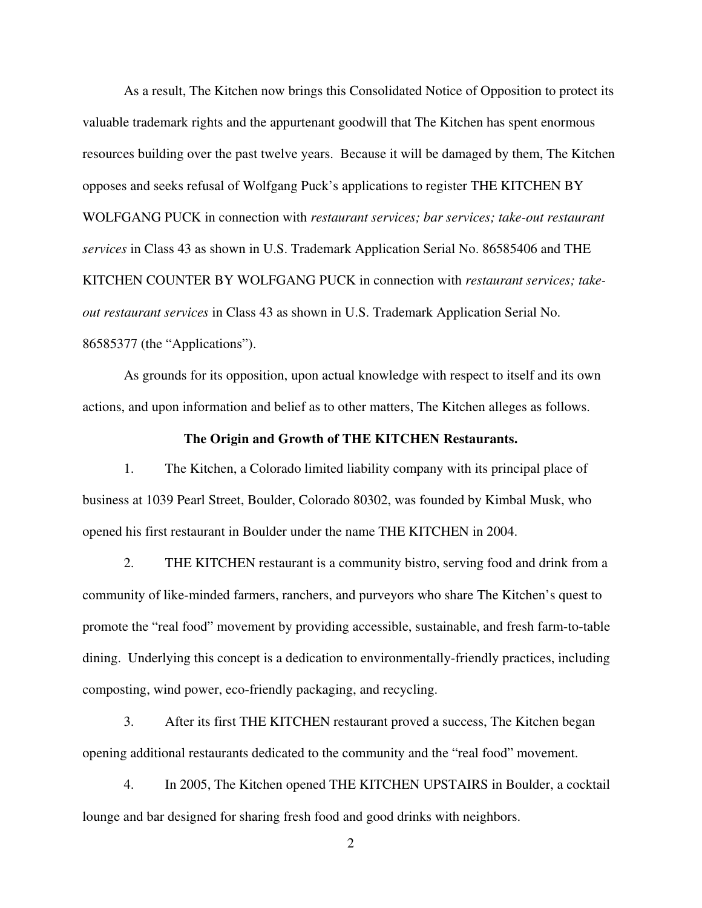As a result, The Kitchen now brings this Consolidated Notice of Opposition to protect its valuable trademark rights and the appurtenant goodwill that The Kitchen has spent enormous resources building over the past twelve years. Because it will be damaged by them, The Kitchen opposes and seeks refusal of Wolfgang Puck's applications to register THE KITCHEN BY WOLFGANG PUCK in connection with *restaurant services; bar services; take-out restaurant services* in Class 43 as shown in U.S. Trademark Application Serial No. 86585406 and THE KITCHEN COUNTER BY WOLFGANG PUCK in connection with *restaurant services; take-out restaurant services* in Class 43 as shown in U.S. Trademark Application Serial No. 86585377 (the "Applications").

As grounds for its opposition, upon actual knowledge with respect to itself and its own actions, and upon information and belief as to other matters, The Kitchen alleges as follows.

**The Origin and Growth of THE KITCHEN Restaurants.**

1. The Kitchen, a Colorado limited liability company with its principal place of business at 1039 Pearl Street, Boulder, Colorado 80302, was founded by Kimbal Musk, who opened his first restaurant in Boulder under the name THE KITCHEN in 2004.

2. THE KITCHEN restaurant is a community bistro, serving food and drink from a community of like-minded farmers, ranchers, and purveyors who share The Kitchen's quest to promote the "real food" movement by providing accessible, sustainable, and fresh farm-to-table dining. Underlying this concept is a dedication to environmentally-friendly practices, including composting, wind power, eco-friendly packaging, and recycling.

3. After its first THE KITCHEN restaurant proved a success, The Kitchen began opening additional restaurants dedicated to the community and the "real food" movement.

4. In 2005, The Kitchen opened THE KITCHEN UPSTAIRS in Boulder, a cocktail lounge and bar designed for sharing fresh food and good drinks with neighbors.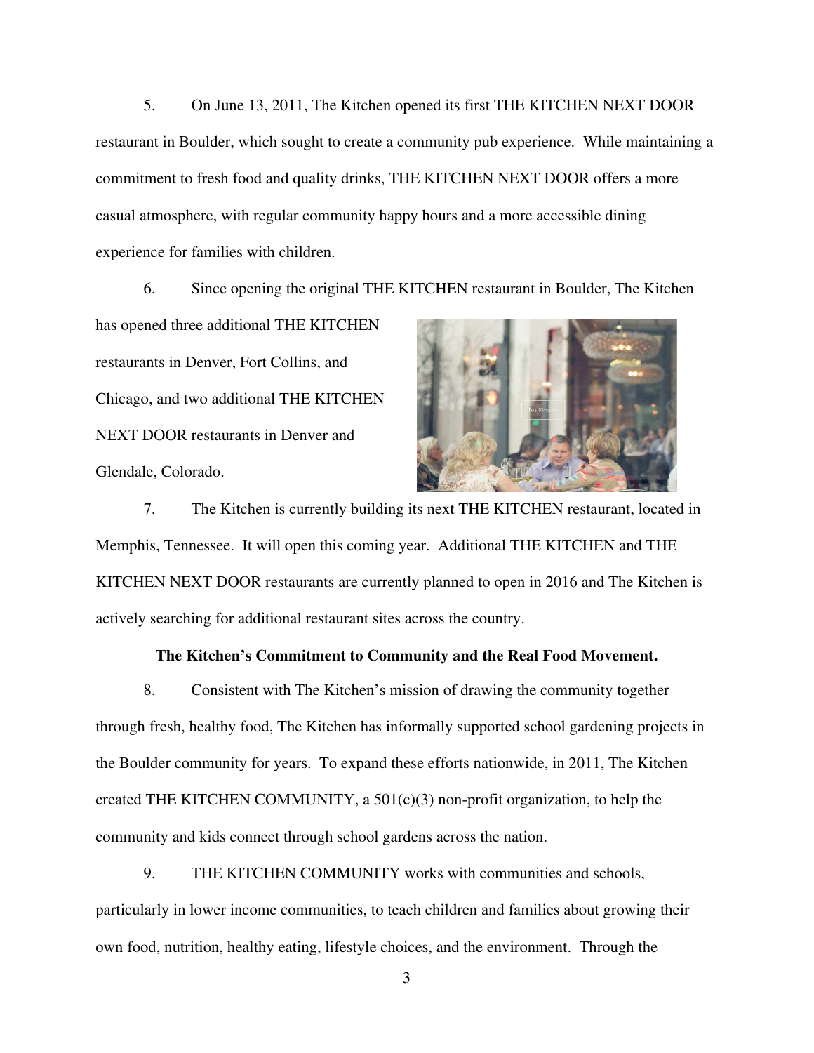5. On June 13, 2011, The Kitchen opened its first THE KITCHEN NEXT DOOR restaurant in Boulder, which sought to create a community pub experience. While maintaining a commitment to fresh food and quality drinks, THE KITCHEN NEXT DOOR offers a more casual atmosphere, with regular community happy hours and a more accessible dining experience for families with children.

6. Since opening the original THE KITCHEN restaurant in Boulder, The Kitchen has opened three additional THE KITCHEN restaurants in Denver, Fort Collins, and Chicago, and two additional THE KITCHEN NEXT DOOR restaurants in Denver and Glendale, Colorado.

7. The Kitchen is currently building its next THE KITCHEN restaurant, located in Memphis, Tennessee. It will open this coming year. Additional THE KITCHEN and THE KITCHEN NEXT DOOR restaurants are currently planned to open in 2016 and The Kitchen is actively searching for additional restaurant sites across the country.

**The Kitchen's Commitment to Community and the Real Food Movement.**

8. Consistent with The Kitchen's mission of drawing the community together through fresh, healthy food, The Kitchen has informally supported school gardening projects in the Boulder community for years. To expand these efforts nationwide, in 2011, The Kitchen created THE KITCHEN COMMUNITY, a 501(c)(3) non-profit organization, to help the community and kids connect through school gardens across the nation.

9. THE KITCHEN COMMUNITY works with communities and schools, particularly in lower income communities, to teach children and families about growing their own food, nutrition, healthy eating, lifestyle choices, and the environment. Through the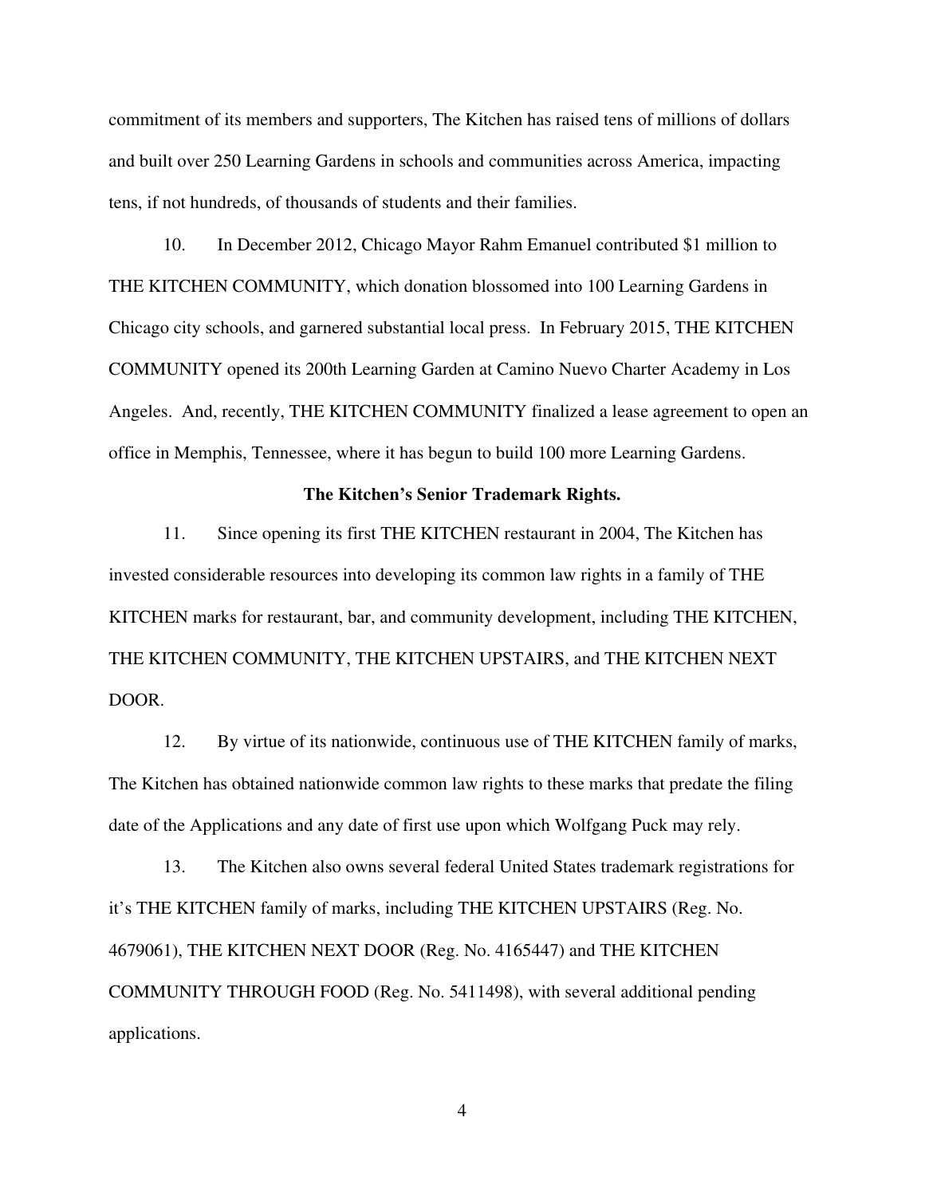commitment of its members and supporters, The Kitchen has raised tens of millions of dollars and built over 250 Learning Gardens in schools and communities across America, impacting tens, if not hundreds, of thousands of students and their families.

10. In December 2012, Chicago Mayor Rahm Emanuel contributed $1 million to THE KITCHEN COMMUNITY, which donation blossomed into 100 Learning Gardens in Chicago city schools, and garnered substantial local press. In February 2015, THE KITCHEN COMMUNITY opened its 200th Learning Garden at Camino Nuevo Charter Academy in Los Angeles. And, recently, THE KITCHEN COMMUNITY finalized a lease agreement to open an office in Memphis, Tennessee, where it has begun to build 100 more Learning Gardens.

**The Kitchen's Senior Trademark Rights.**

11. Since opening its first THE KITCHEN restaurant in 2004, The Kitchen has invested considerable resources into developing its common law rights in a family of THE KITCHEN marks for restaurant, bar, and community development, including THE KITCHEN, THE KITCHEN COMMUNITY, THE KITCHEN UPSTAIRS, and THE KITCHEN NEXT DOOR.

12. By virtue of its nationwide, continuous use of THE KITCHEN family of marks, The Kitchen has obtained nationwide common law rights to these marks that predate the filing date of the Applications and any date of first use upon which Wolfgang Puck may rely.

13. The Kitchen also owns several federal United States trademark registrations for it's THE KITCHEN family of marks, including THE KITCHEN UPSTAIRS (Reg. No. 4679061), THE KITCHEN NEXT DOOR (Reg. No. 4165447) and THE KITCHEN COMMUNITY THROUGH FOOD (Reg. No. 5411498), with several additional pending applications.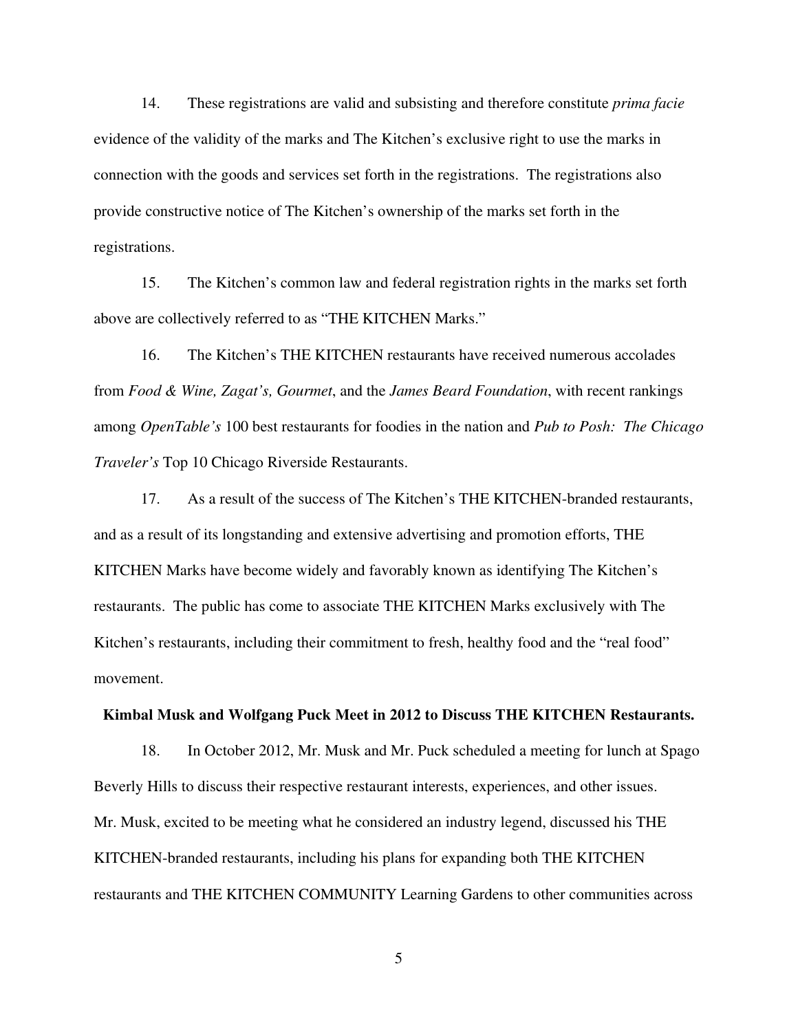14. These registrations are valid and subsisting and therefore constitute *prima facie* evidence of the validity of the marks and The Kitchen's exclusive right to use the marks in connection with the goods and services set forth in the registrations. The registrations also provide constructive notice of The Kitchen's ownership of the marks set forth in the registrations.

15. The Kitchen's common law and federal registration rights in the marks set forth above are collectively referred to as "THE KITCHEN Marks."

16. The Kitchen's THE KITCHEN restaurants have received numerous accolades from *Food & Wine, Zagat's, Gourmet*, and the *James Beard Foundation*, with recent rankings among *OpenTable's* 100 best restaurants for foodies in the nation and *Pub to Posh: The Chicago Traveler's* Top 10 Chicago Riverside Restaurants.

17. As a result of the success of The Kitchen's THE KITCHEN-branded restaurants, and as a result of its longstanding and extensive advertising and promotion efforts, THE KITCHEN Marks have become widely and favorably known as identifying The Kitchen's restaurants. The public has come to associate THE KITCHEN Marks exclusively with The Kitchen's restaurants, including their commitment to fresh, healthy food and the "real food" movement.

**Kimbal Musk and Wolfgang Puck Meet in 2012 to Discuss THE KITCHEN Restaurants.**

18. In October 2012, Mr. Musk and Mr. Puck scheduled a meeting for lunch at Spago Beverly Hills to discuss their respective restaurant interests, experiences, and other issues. Mr. Musk, excited to be meeting what he considered an industry legend, discussed his THE KITCHEN-branded restaurants, including his plans for expanding both THE KITCHEN restaurants and THE KITCHEN COMMUNITY Learning Gardens to other communities across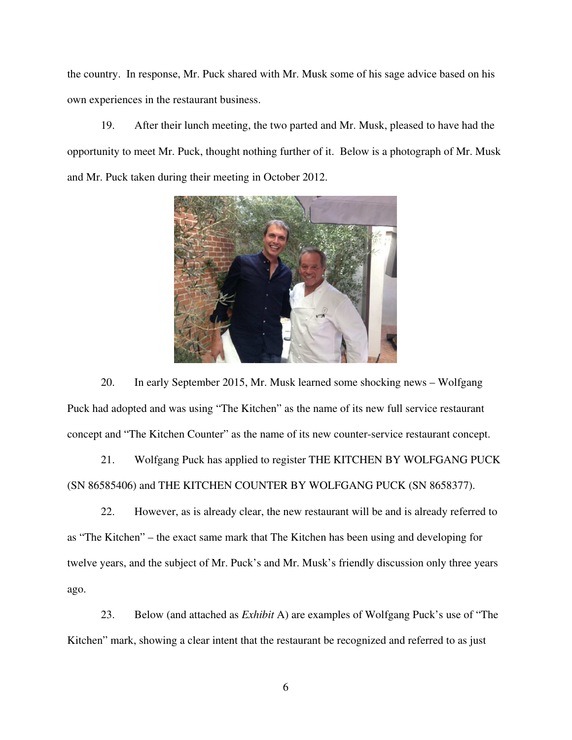the country. In response, Mr. Puck shared with Mr. Musk some of his sage advice based on his own experiences in the restaurant business.

19. After their lunch meeting, the two parted and Mr. Musk, pleased to have had the opportunity to meet Mr. Puck, thought nothing further of it. Below is a photograph of Mr. Musk and Mr. Puck taken during their meeting in October 2012.

20. In early September 2015, Mr. Musk learned some shocking news – Wolfgang Puck had adopted and was using "The Kitchen" as the name of its new full service restaurant concept and "The Kitchen Counter" as the name of its new counter-service restaurant concept.

21. Wolfgang Puck has applied to register THE KITCHEN BY WOLFGANG PUCK (SN 86585406) and THE KITCHEN COUNTER BY WOLFGANG PUCK (SN 8658377).

22. However, as is already clear, the new restaurant will be and is already referred to as "The Kitchen" – the exact same mark that The Kitchen has been using and developing for twelve years, and the subject of Mr. Puck's and Mr. Musk's friendly discussion only three years ago.

23. Below (and attached as *Exhibit* A) are examples of Wolfgang Puck's use of "The Kitchen" mark, showing a clear intent that the restaurant be recognized and referred to as just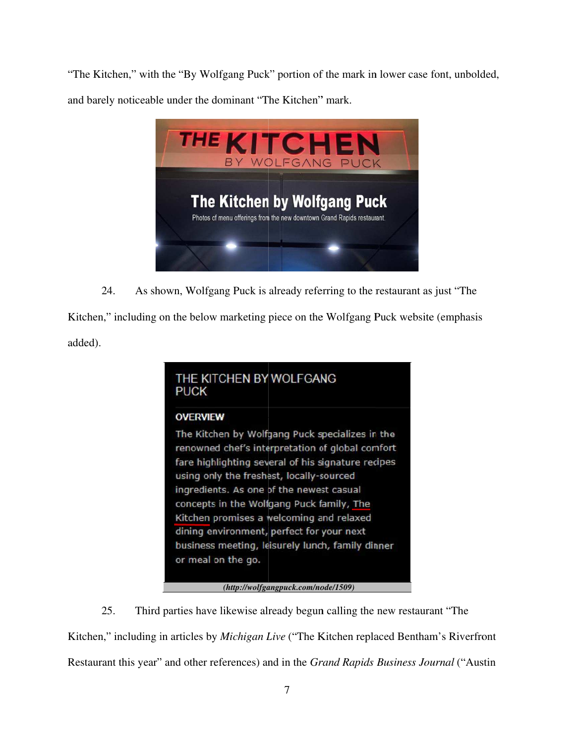"The Kitchen," with the "By Wolfgang Puck" portion of the mark in lower case font, unbolded, and barely noticeable under the dominant "The Kitchen" mark.

24. As shown, Wolfgang Puck is already referring to the restaurant as just "The Kitchen," including on the below marketing piece on the Wolfgang Puck website (emphasis added).

(http://wolfgangpuck.com/node/1509)

25. Third parties have likewise already begun calling the new restaurant "The Kitchen," including in articles by *Michigan Live* ("The Kitchen replaced Bentham's Riverfront Restaurant this year" and other references) and in the *Grand Rapids Business Journal* ("Austin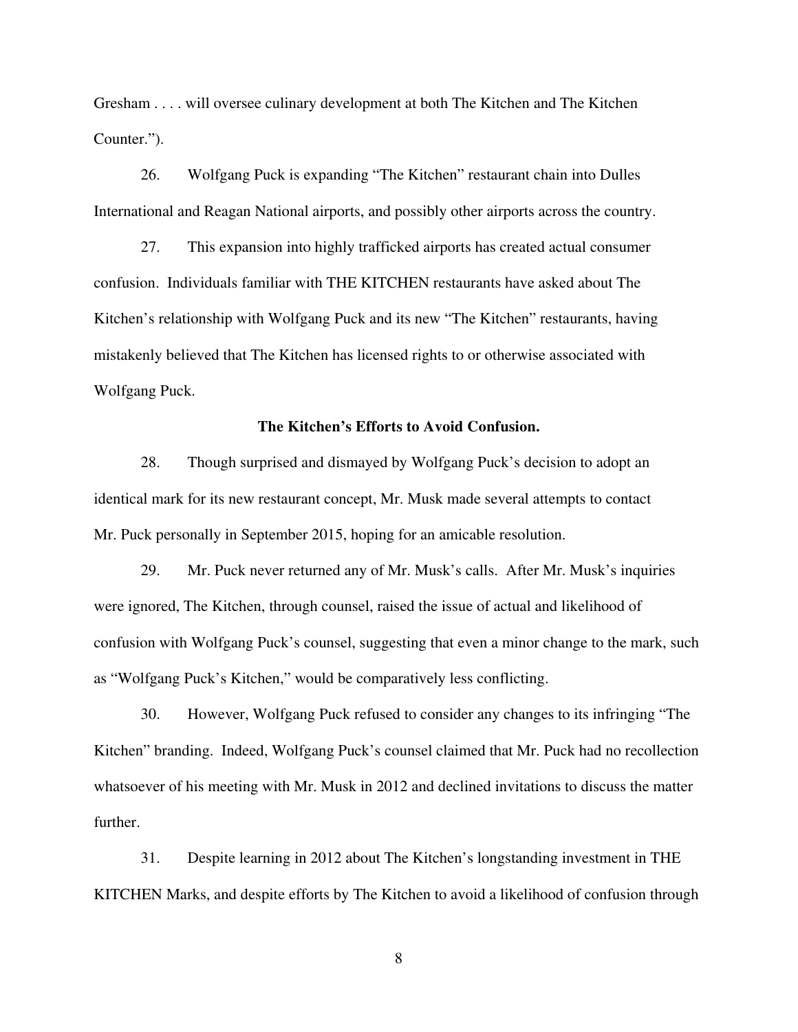Gresham . . . . will oversee culinary development at both The Kitchen and The Kitchen Counter.").

26. Wolfgang Puck is expanding "The Kitchen" restaurant chain into Dulles International and Reagan National airports, and possibly other airports across the country.

27. This expansion into highly trafficked airports has created actual consumer confusion. Individuals familiar with THE KITCHEN restaurants have asked about The Kitchen's relationship with Wolfgang Puck and its new "The Kitchen" restaurants, having mistakenly believed that The Kitchen has licensed rights to or otherwise associated with Wolfgang Puck.

**The Kitchen's Efforts to Avoid Confusion.**

28. Though surprised and dismayed by Wolfgang Puck's decision to adopt an identical mark for its new restaurant concept, Mr. Musk made several attempts to contact Mr. Puck personally in September 2015, hoping for an amicable resolution.

29. Mr. Puck never returned any of Mr. Musk's calls. After Mr. Musk's inquiries were ignored, The Kitchen, through counsel, raised the issue of actual and likelihood of confusion with Wolfgang Puck's counsel, suggesting that even a minor change to the mark, such as "Wolfgang Puck's Kitchen," would be comparatively less conflicting.

30. However, Wolfgang Puck refused to consider any changes to its infringing "The Kitchen" branding. Indeed, Wolfgang Puck's counsel claimed that Mr. Puck had no recollection whatsoever of his meeting with Mr. Musk in 2012 and declined invitations to discuss the matter further.

31. Despite learning in 2012 about The Kitchen's longstanding investment in THE KITCHEN Marks, and despite efforts by The Kitchen to avoid a likelihood of confusion through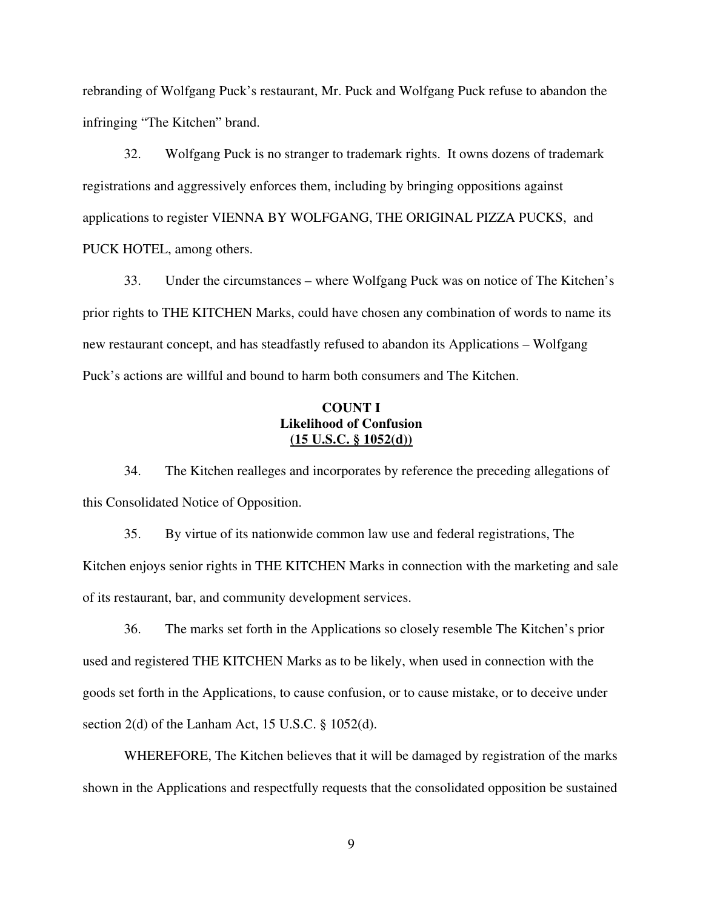rebranding of Wolfgang Puck's restaurant, Mr. Puck and Wolfgang Puck refuse to abandon the infringing "The Kitchen" brand.

32. Wolfgang Puck is no stranger to trademark rights. It owns dozens of trademark registrations and aggressively enforces them, including by bringing oppositions against applications to register VIENNA BY WOLFGANG, THE ORIGINAL PIZZA PUCKS, and PUCK HOTEL, among others.

33. Under the circumstances – where Wolfgang Puck was on notice of The Kitchen's prior rights to THE KITCHEN Marks, could have chosen any combination of words to name its new restaurant concept, and has steadfastly refused to abandon its Applications – Wolfgang Puck's actions are willful and bound to harm both consumers and The Kitchen.

**COUNT I**
**Likelihood of Confusion**
**(15 U.S.C. § 1052(d))**

34. The Kitchen realleges and incorporates by reference the preceding allegations of this Consolidated Notice of Opposition.

35. By virtue of its nationwide common law use and federal registrations, The Kitchen enjoys senior rights in THE KITCHEN Marks in connection with the marketing and sale of its restaurant, bar, and community development services.

36. The marks set forth in the Applications so closely resemble The Kitchen's prior used and registered THE KITCHEN Marks as to be likely, when used in connection with the goods set forth in the Applications, to cause confusion, or to cause mistake, or to deceive under section 2(d) of the Lanham Act, 15 U.S.C. § 1052(d).

WHEREFORE, The Kitchen believes that it will be damaged by registration of the marks shown in the Applications and respectfully requests that the consolidated opposition be sustained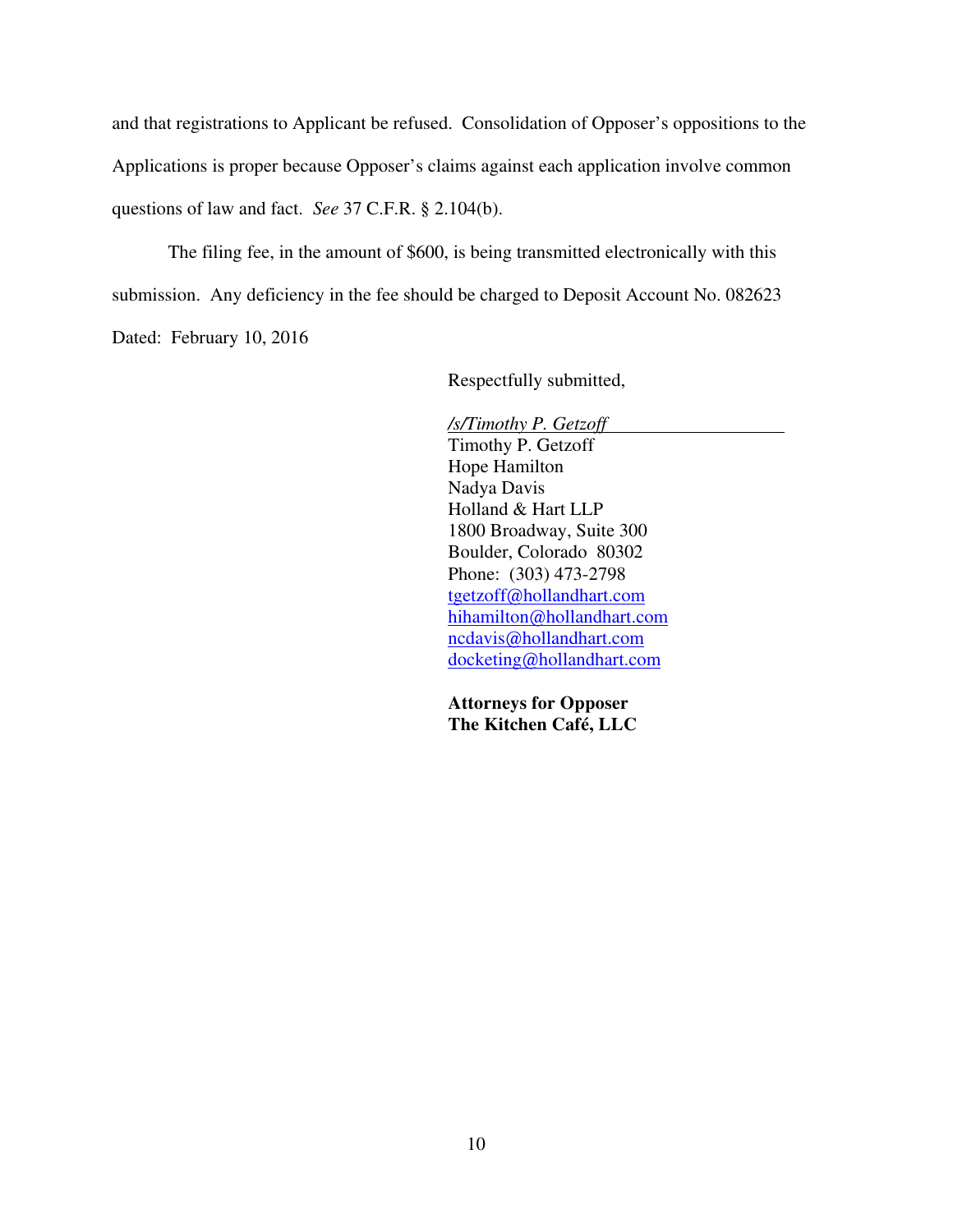and that registrations to Applicant be refused. Consolidation of Opposer's oppositions to the Applications is proper because Opposer's claims against each application involve common questions of law and fact. *See* 37 C.F.R. § 2.104(b).

The filing fee, in the amount of $600, is being transmitted electronically with this submission. Any deficiency in the fee should be charged to Deposit Account No. 082623

Dated: February 10, 2016

Respectfully submitted,

*/s/Timothy P. Getzoff*
Timothy P. Getzoff
Hope Hamilton
Nadya Davis
Holland & Hart LLP
1800 Broadway, Suite 300
Boulder, Colorado 80302
Phone: (303) 473-2798
tgetzoff@hollandhart.com
hihamilton@hollandhart.com
ncdavis@hollandhart.com
docketing@hollandhart.com

**Attorneys for Opposer**
**The Kitchen Café, LLC**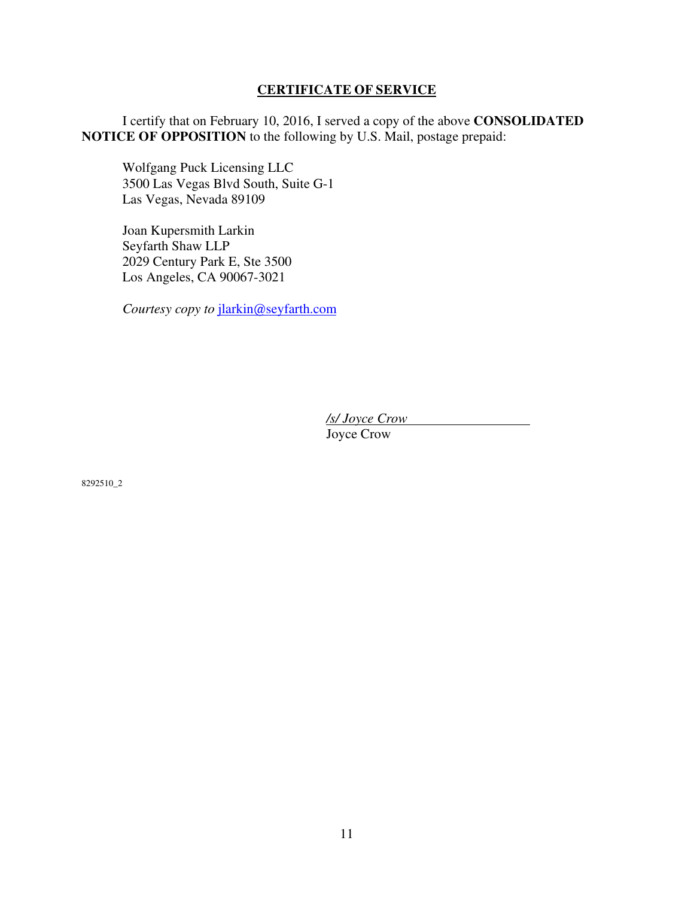## **CERTIFICATE OF SERVICE**

I certify that on February 10, 2016, I served a copy of the above **CONSOLIDATED NOTICE OF OPPOSITION** to the following by U.S. Mail, postage prepaid:

Wolfgang Puck Licensing LLC
3500 Las Vegas Blvd South, Suite G-1
Las Vegas, Nevada 89109

Joan Kupersmith Larkin
Seyfarth Shaw LLP
2029 Century Park E, Ste 3500
Los Angeles, CA 90067-3021

*Courtesy copy to* jlarkin@seyfarth.com

*/s/ Joyce Crow*
Joyce Crow

8292510_2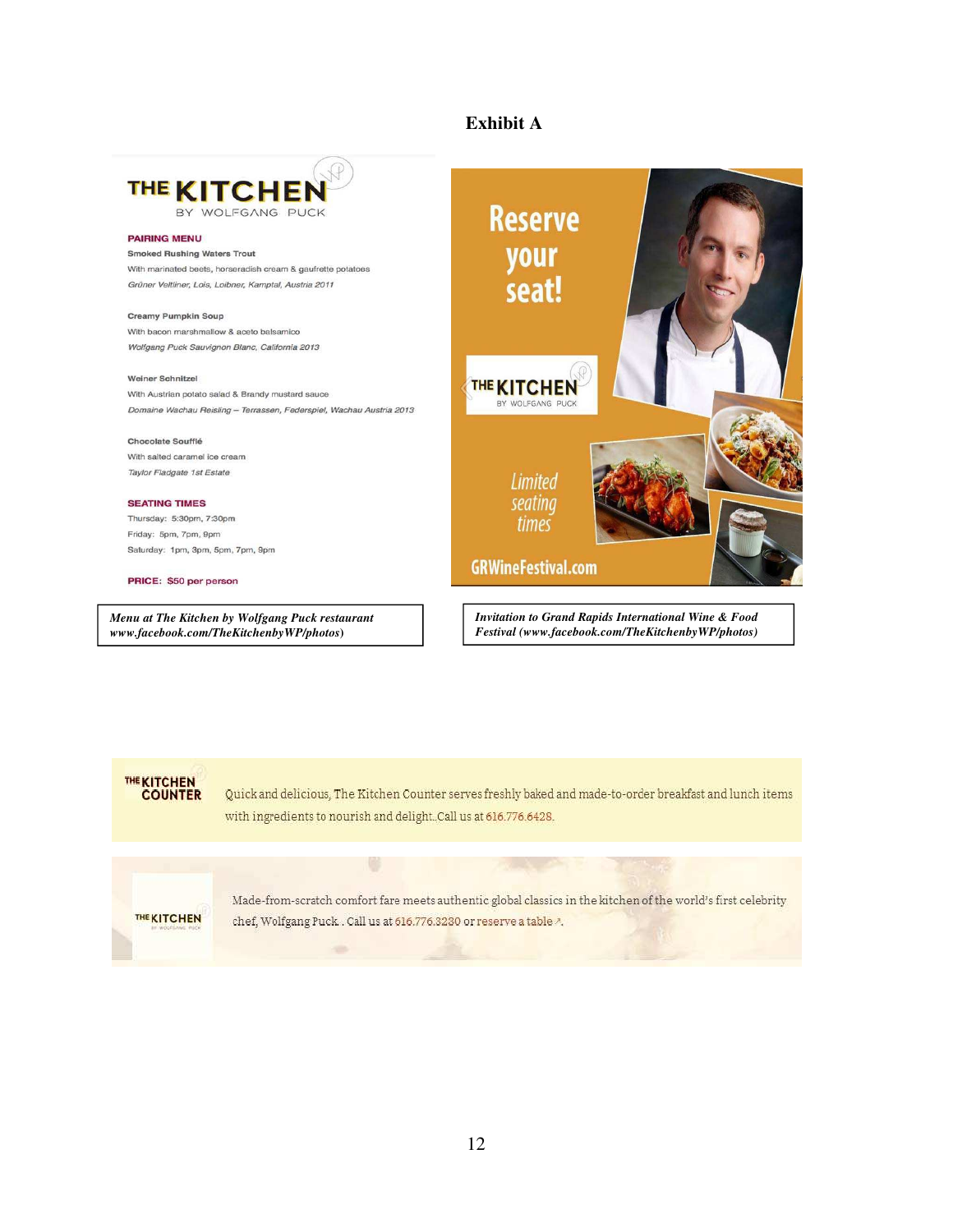**Exhibit A**

THE KITCHEN
BY WOLFGANG PUCK

**PAIRING MENU**

**Smoked Rushing Waters Trout**
With marinated beets, horseradish cream & gaufrette potatoes
*Grüner Veltliner, Lois, Loibner, Kamptal, Austria 2011*

**Creamy Pumpkin Soup**
With bacon marshmallow & aceto balsamico
*Wolfgang Puck Sauvignon Blanc, California 2013*

**Weiner Schnitzel**
With Austrian potato salad & Brandy mustard sauce
*Domaine Wachau Reisling – Terrassen, Federspiel, Wachau Austria 2013*

**Chocolate Soufflé**
With salted caramel ice cream
*Taylor Fladgate 1st Estate*

**SEATING TIMES**
Thursday: 5:30pm, 7:30pm
Friday: 5pm, 7pm, 9pm
Saturday: 1pm, 3pm, 5pm, 7pm, 9pm

**PRICE:** $50 per person

***Menu at The Kitchen by Wolfgang Puck restaurant www.facebook.com/TheKitchenbyWP/photos)***

Reserve your seat!

THE KITCHEN BY WOLFGANG PUCK

Limited seating times

GRWineFestival.com

***Invitation to Grand Rapids International Wine & Food Festival (www.facebook.com/TheKitchenbyWP/photos)***

THE KITCHEN COUNTER

Quick and delicious, The Kitchen Counter serves freshly baked and made-to-order breakfast and lunch items with ingredients to nourish and delight..Call us at 616.776.6428.

THE KITCHEN BY WOLFGANG PUCK

Made-from-scratch comfort fare meets authentic global classics in the kitchen of the world's first celebrity chef, Wolfgang Puck . Call us at 616.776.3230 or reserve a table ↗.